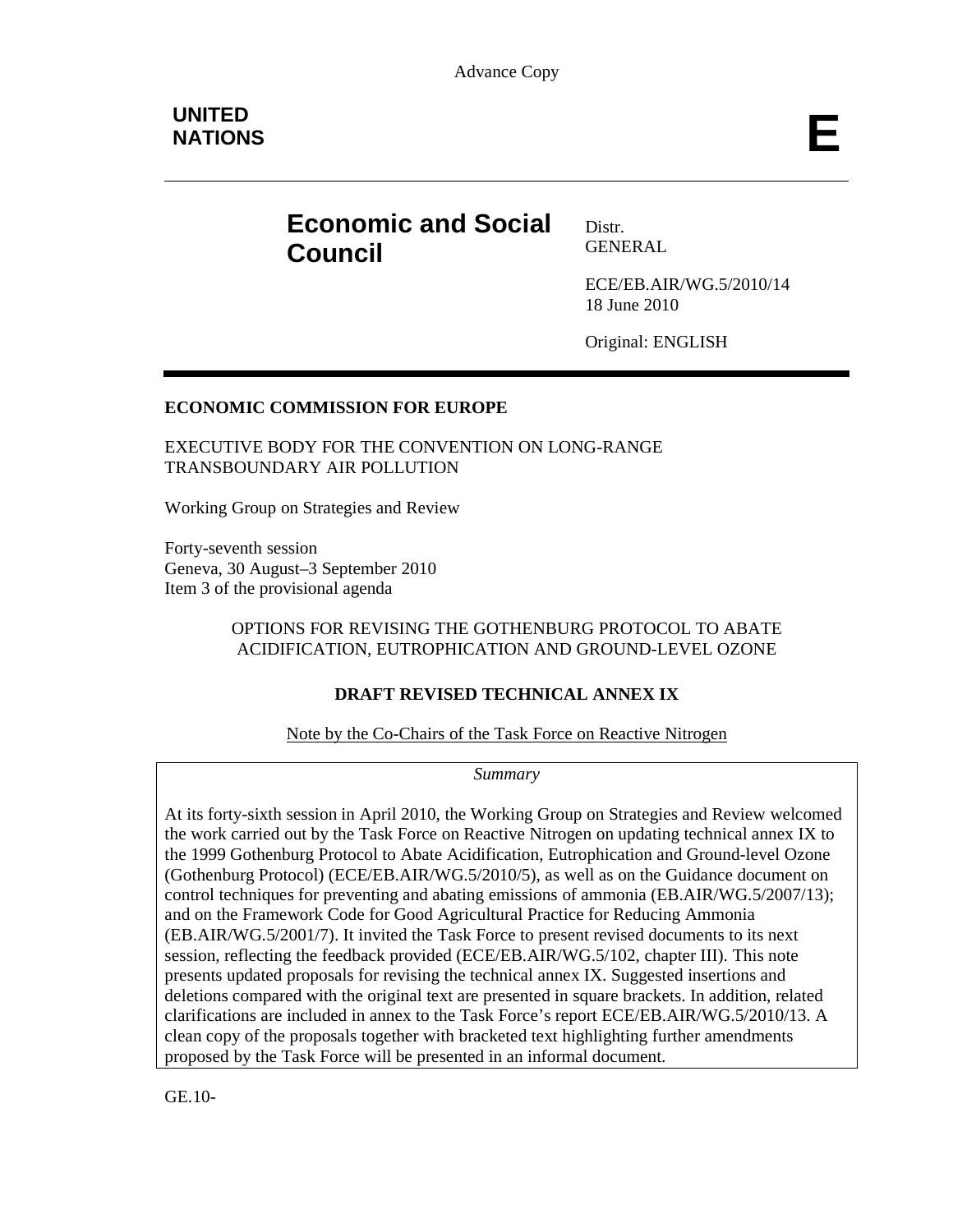Advance Copy

**UNITED NATIONS** **E**

# Economic and Social Council

Distr.
GENERAL

ECE/EB.AIR/WG.5/2010/14
18 June 2010

Original: ENGLISH

**ECONOMIC COMMISSION FOR EUROPE**

EXECUTIVE BODY FOR THE CONVENTION ON LONG-RANGE TRANSBOUNDARY AIR POLLUTION

Working Group on Strategies and Review

Forty-seventh session
Geneva, 30 August–3 September 2010
Item 3 of the provisional agenda

OPTIONS FOR REVISING THE GOTHENBURG PROTOCOL TO ABATE ACIDIFICATION, EUTROPHICATION AND GROUND-LEVEL OZONE

**DRAFT REVISED TECHNICAL ANNEX IX**

Note by the Co-Chairs of the Task Force on Reactive Nitrogen

*Summary*

At its forty-sixth session in April 2010, the Working Group on Strategies and Review welcomed the work carried out by the Task Force on Reactive Nitrogen on updating technical annex IX to the 1999 Gothenburg Protocol to Abate Acidification, Eutrophication and Ground-level Ozone (Gothenburg Protocol) (ECE/EB.AIR/WG.5/2010/5), as well as on the Guidance document on control techniques for preventing and abating emissions of ammonia (EB.AIR/WG.5/2007/13); and on the Framework Code for Good Agricultural Practice for Reducing Ammonia (EB.AIR/WG.5/2001/7). It invited the Task Force to present revised documents to its next session, reflecting the feedback provided (ECE/EB.AIR/WG.5/102, chapter III). This note presents updated proposals for revising the technical annex IX. Suggested insertions and deletions compared with the original text are presented in square brackets. In addition, related clarifications are included in annex to the Task Force's report ECE/EB.AIR/WG.5/2010/13. A clean copy of the proposals together with bracketed text highlighting further amendments proposed by the Task Force will be presented in an informal document.

GE.10-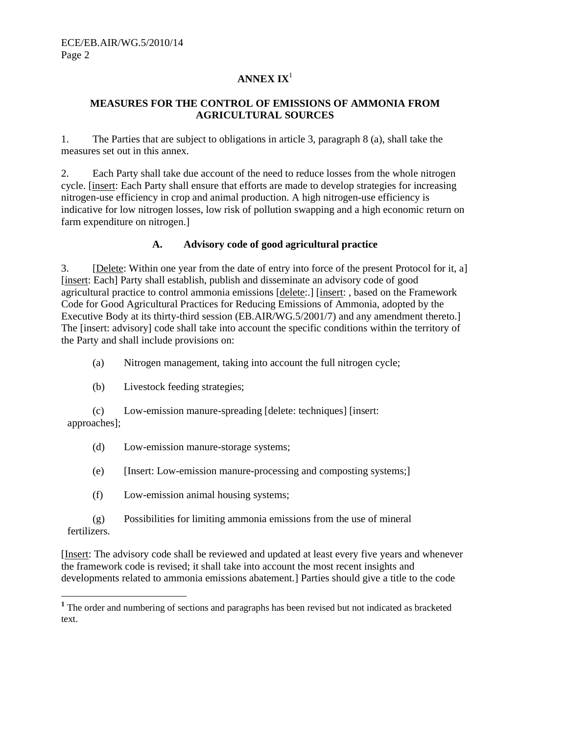# ANNEX IX[1]

## MEASURES FOR THE CONTROL OF EMISSIONS OF AMMONIA FROM AGRICULTURAL SOURCES

1. The Parties that are subject to obligations in article 3, paragraph 8 (a), shall take the measures set out in this annex.

2. Each Party shall take due account of the need to reduce losses from the whole nitrogen cycle. [insert: Each Party shall ensure that efforts are made to develop strategies for increasing nitrogen-use efficiency in crop and animal production. A high nitrogen-use efficiency is indicative for low nitrogen losses, low risk of pollution swapping and a high economic return on farm expenditure on nitrogen.]

### A. Advisory code of good agricultural practice

3. [Delete: Within one year from the date of entry into force of the present Protocol for it, a] [insert: Each] Party shall establish, publish and disseminate an advisory code of good agricultural practice to control ammonia emissions [delete:.] [insert: , based on the Framework Code for Good Agricultural Practices for Reducing Emissions of Ammonia, adopted by the Executive Body at its thirty-third session (EB.AIR/WG.5/2001/7) and any amendment thereto.] The [insert: advisory] code shall take into account the specific conditions within the territory of the Party and shall include provisions on:

(a) Nitrogen management, taking into account the full nitrogen cycle;

(b) Livestock feeding strategies;

(c) Low-emission manure-spreading [delete: techniques] [insert: approaches];

(d) Low-emission manure-storage systems;

(e) [Insert: Low-emission manure-processing and composting systems;]

(f) Low-emission animal housing systems;

(g) Possibilities for limiting ammonia emissions from the use of mineral fertilizers.

[Insert: The advisory code shall be reviewed and updated at least every five years and whenever the framework code is revised; it shall take into account the most recent insights and developments related to ammonia emissions abatement.] Parties should give a title to the code

[1] The order and numbering of sections and paragraphs has been revised but not indicated as bracketed text.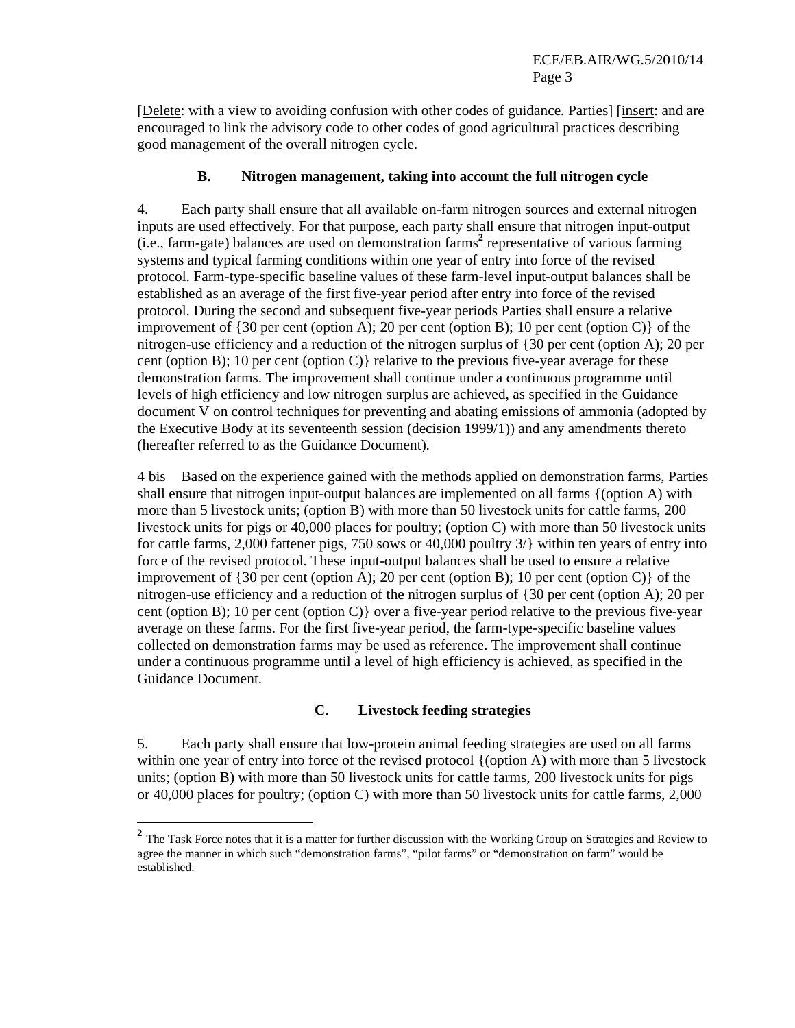[Delete: with a view to avoiding confusion with other codes of guidance. Parties] [insert: and are encouraged to link the advisory code to other codes of good agricultural practices describing good management of the overall nitrogen cycle.

### B. Nitrogen management, taking into account the full nitrogen cycle

4. Each party shall ensure that all available on-farm nitrogen sources and external nitrogen inputs are used effectively. For that purpose, each party shall ensure that nitrogen input-output (i.e., farm-gate) balances are used on demonstration farms[2] representative of various farming systems and typical farming conditions within one year of entry into force of the revised protocol. Farm-type-specific baseline values of these farm-level input-output balances shall be established as an average of the first five-year period after entry into force of the revised protocol. During the second and subsequent five-year periods Parties shall ensure a relative improvement of {30 per cent (option A); 20 per cent (option B); 10 per cent (option C)} of the nitrogen-use efficiency and a reduction of the nitrogen surplus of {30 per cent (option A); 20 per cent (option B); 10 per cent (option C)} relative to the previous five-year average for these demonstration farms. The improvement shall continue under a continuous programme until levels of high efficiency and low nitrogen surplus are achieved, as specified in the Guidance document V on control techniques for preventing and abating emissions of ammonia (adopted by the Executive Body at its seventeenth session (decision 1999/1)) and any amendments thereto (hereafter referred to as the Guidance Document).

4 bis Based on the experience gained with the methods applied on demonstration farms, Parties shall ensure that nitrogen input-output balances are implemented on all farms {(option A) with more than 5 livestock units; (option B) with more than 50 livestock units for cattle farms, 200 livestock units for pigs or 40,000 places for poultry; (option C) with more than 50 livestock units for cattle farms, 2,000 fattener pigs, 750 sows or 40,000 poultry 3/} within ten years of entry into force of the revised protocol. These input-output balances shall be used to ensure a relative improvement of {30 per cent (option A); 20 per cent (option B); 10 per cent (option C)} of the nitrogen-use efficiency and a reduction of the nitrogen surplus of {30 per cent (option A); 20 per cent (option B); 10 per cent (option C)} over a five-year period relative to the previous five-year average on these farms. For the first five-year period, the farm-type-specific baseline values collected on demonstration farms may be used as reference. The improvement shall continue under a continuous programme until a level of high efficiency is achieved, as specified in the Guidance Document.

### C. Livestock feeding strategies

5. Each party shall ensure that low-protein animal feeding strategies are used on all farms within one year of entry into force of the revised protocol {(option A) with more than 5 livestock units; (option B) with more than 50 livestock units for cattle farms, 200 livestock units for pigs or 40,000 places for poultry; (option C) with more than 50 livestock units for cattle farms, 2,000

---

[2] The Task Force notes that it is a matter for further discussion with the Working Group on Strategies and Review to agree the manner in which such "demonstration farms", "pilot farms" or "demonstration on farm" would be established.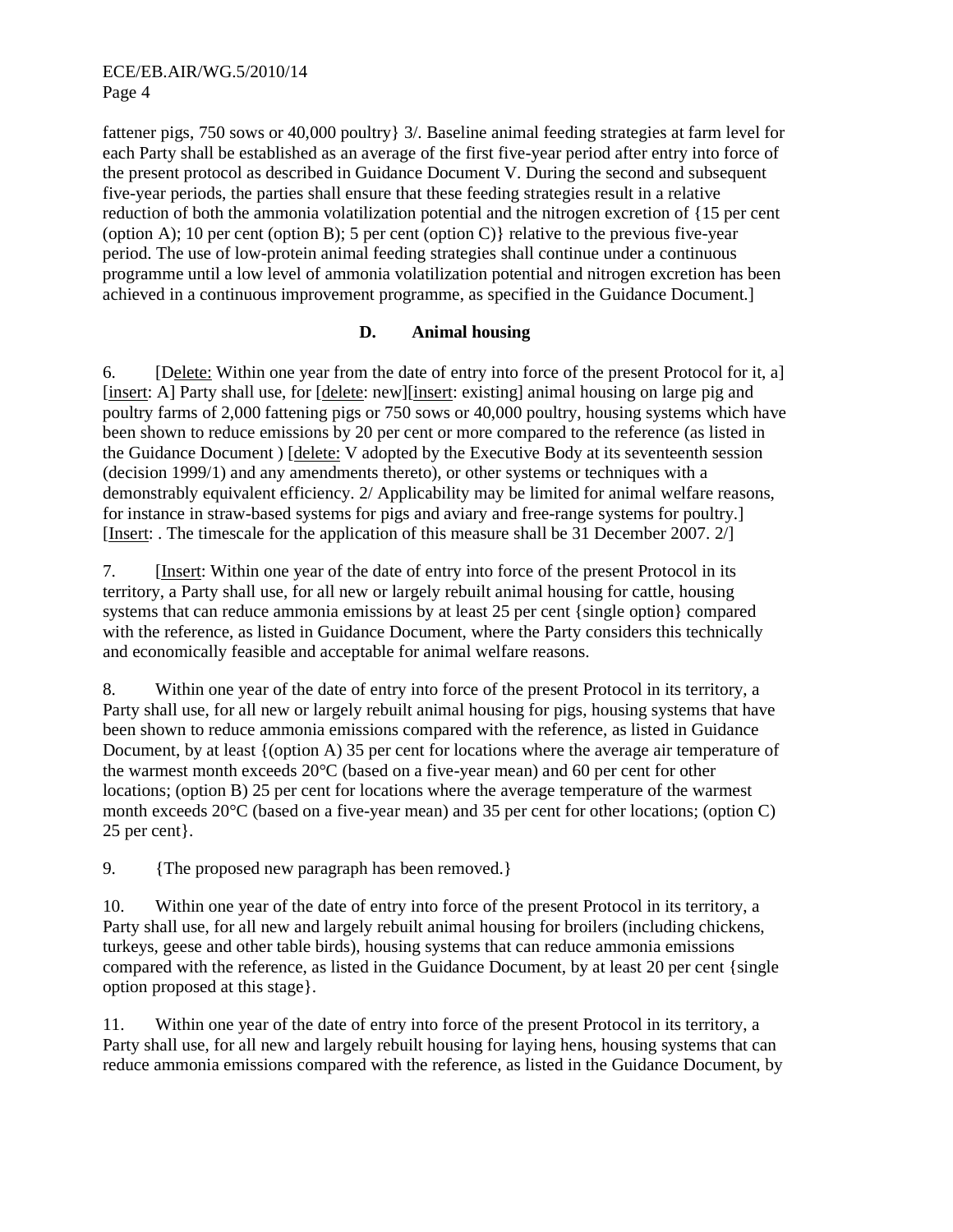fattener pigs, 750 sows or 40,000 poultry} 3/. Baseline animal feeding strategies at farm level for each Party shall be established as an average of the first five-year period after entry into force of the present protocol as described in Guidance Document V. During the second and subsequent five-year periods, the parties shall ensure that these feeding strategies result in a relative reduction of both the ammonia volatilization potential and the nitrogen excretion of {15 per cent (option A); 10 per cent (option B); 5 per cent (option C)} relative to the previous five-year period. The use of low-protein animal feeding strategies shall continue under a continuous programme until a low level of ammonia volatilization potential and nitrogen excretion has been achieved in a continuous improvement programme, as specified in the Guidance Document.]

### D. Animal housing

6. [Delete: Within one year from the date of entry into force of the present Protocol for it, a] [insert: A] Party shall use, for [delete: new][insert: existing] animal housing on large pig and poultry farms of 2,000 fattening pigs or 750 sows or 40,000 poultry, housing systems which have been shown to reduce emissions by 20 per cent or more compared to the reference (as listed in the Guidance Document ) [delete: V adopted by the Executive Body at its seventeenth session (decision 1999/1) and any amendments thereto), or other systems or techniques with a demonstrably equivalent efficiency. 2/ Applicability may be limited for animal welfare reasons, for instance in straw-based systems for pigs and aviary and free-range systems for poultry.] [Insert: . The timescale for the application of this measure shall be 31 December 2007. 2/]

7. [Insert: Within one year of the date of entry into force of the present Protocol in its territory, a Party shall use, for all new or largely rebuilt animal housing for cattle, housing systems that can reduce ammonia emissions by at least 25 per cent {single option} compared with the reference, as listed in Guidance Document, where the Party considers this technically and economically feasible and acceptable for animal welfare reasons.

8. Within one year of the date of entry into force of the present Protocol in its territory, a Party shall use, for all new or largely rebuilt animal housing for pigs, housing systems that have been shown to reduce ammonia emissions compared with the reference, as listed in Guidance Document, by at least {(option A) 35 per cent for locations where the average air temperature of the warmest month exceeds 20°C (based on a five-year mean) and 60 per cent for other locations; (option B) 25 per cent for locations where the average temperature of the warmest month exceeds 20°C (based on a five-year mean) and 35 per cent for other locations; (option C) 25 per cent}.

9. {The proposed new paragraph has been removed.}

10. Within one year of the date of entry into force of the present Protocol in its territory, a Party shall use, for all new and largely rebuilt animal housing for broilers (including chickens, turkeys, geese and other table birds), housing systems that can reduce ammonia emissions compared with the reference, as listed in the Guidance Document, by at least 20 per cent {single option proposed at this stage}.

11. Within one year of the date of entry into force of the present Protocol in its territory, a Party shall use, for all new and largely rebuilt housing for laying hens, housing systems that can reduce ammonia emissions compared with the reference, as listed in the Guidance Document, by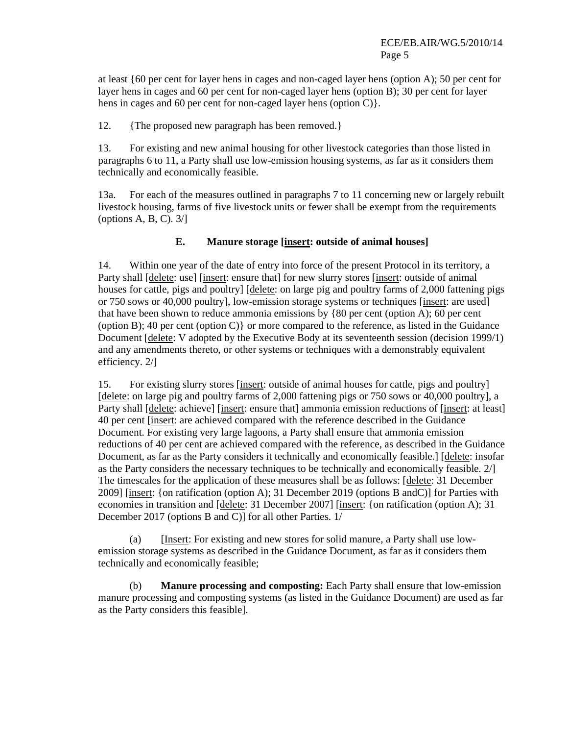at least {60 per cent for layer hens in cages and non-caged layer hens (option A); 50 per cent for layer hens in cages and 60 per cent for non-caged layer hens (option B); 30 per cent for layer hens in cages and 60 per cent for non-caged layer hens (option C)}.

12. {The proposed new paragraph has been removed.}

13. For existing and new animal housing for other livestock categories than those listed in paragraphs 6 to 11, a Party shall use low-emission housing systems, as far as it considers them technically and economically feasible.

13a. For each of the measures outlined in paragraphs 7 to 11 concerning new or largely rebuilt livestock housing, farms of five livestock units or fewer shall be exempt from the requirements (options A, B, C). 3/]

### E. Manure storage [insert: outside of animal houses]

14. Within one year of the date of entry into force of the present Protocol in its territory, a Party shall [delete: use] [insert: ensure that] for new slurry stores [insert: outside of animal houses for cattle, pigs and poultry] [delete: on large pig and poultry farms of 2,000 fattening pigs or 750 sows or 40,000 poultry], low-emission storage systems or techniques [insert: are used] that have been shown to reduce ammonia emissions by {80 per cent (option A); 60 per cent (option B); 40 per cent (option C)} or more compared to the reference, as listed in the Guidance Document [delete: V adopted by the Executive Body at its seventeenth session (decision 1999/1) and any amendments thereto, or other systems or techniques with a demonstrably equivalent efficiency. 2/]

15. For existing slurry stores [insert: outside of animal houses for cattle, pigs and poultry] [delete: on large pig and poultry farms of 2,000 fattening pigs or 750 sows or 40,000 poultry], a Party shall [delete: achieve] [insert: ensure that] ammonia emission reductions of [insert: at least] 40 per cent [insert: are achieved compared with the reference described in the Guidance Document. For existing very large lagoons, a Party shall ensure that ammonia emission reductions of 40 per cent are achieved compared with the reference, as described in the Guidance Document, as far as the Party considers it technically and economically feasible.] [delete: insofar as the Party considers the necessary techniques to be technically and economically feasible. 2/] The timescales for the application of these measures shall be as follows: [delete: 31 December 2009] [insert: {on ratification (option A); 31 December 2019 (options B andC)] for Parties with economies in transition and [delete: 31 December 2007] [insert: {on ratification (option A); 31 December 2017 (options B and C)] for all other Parties. 1/

(a) [Insert: For existing and new stores for solid manure, a Party shall use low-emission storage systems as described in the Guidance Document, as far as it considers them technically and economically feasible;

(b) **Manure processing and composting:** Each Party shall ensure that low-emission manure processing and composting systems (as listed in the Guidance Document) are used as far as the Party considers this feasible].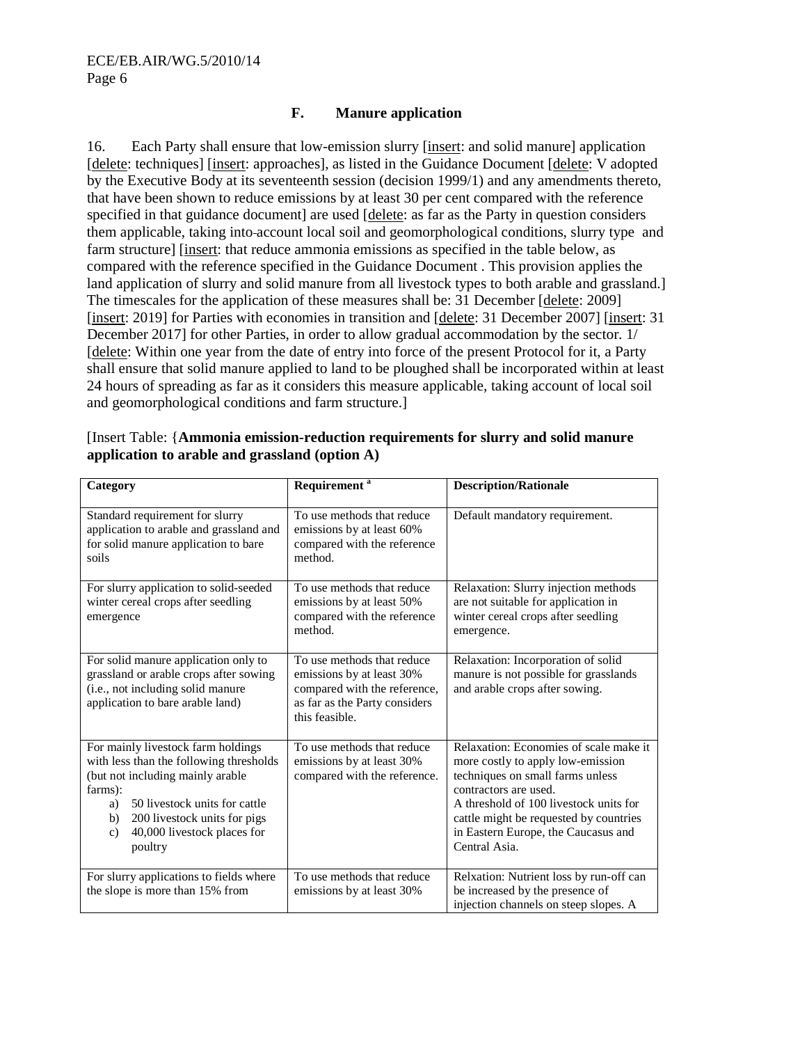### F. Manure application

16. Each Party shall ensure that low-emission slurry [insert: and solid manure] application [delete: techniques] [insert: approaches], as listed in the Guidance Document [delete: V adopted by the Executive Body at its seventeenth session (decision 1999/1) and any amendments thereto, that have been shown to reduce emissions by at least 30 per cent compared with the reference specified in that guidance document] are used [delete: as far as the Party in question considers them applicable, taking into account local soil and geomorphological conditions, slurry type and farm structure] [insert: that reduce ammonia emissions as specified in the table below, as compared with the reference specified in the Guidance Document . This provision applies the land application of slurry and solid manure from all livestock types to both arable and grassland.] The timescales for the application of these measures shall be: 31 December [delete: 2009] [insert: 2019] for Parties with economies in transition and [delete: 31 December 2007] [insert: 31 December 2017] for other Parties, in order to allow gradual accommodation by the sector. 1/ [delete: Within one year from the date of entry into force of the present Protocol for it, a Party shall ensure that solid manure applied to land to be ploughed shall be incorporated within at least 24 hours of spreading as far as it considers this measure applicable, taking account of local soil and geomorphological conditions and farm structure.]

[Insert Table: {**Ammonia emission-reduction requirements for slurry and solid manure application to arable and grassland (option A)**

| Category | Requirement [a] | Description/Rationale |
|---|---|---|
| Standard requirement for slurry application to arable and grassland and for solid manure application to bare soils | To use methods that reduce emissions by at least 60% compared with the reference method. | Default mandatory requirement. |
| For slurry application to solid-seeded winter cereal crops after seedling emergence | To use methods that reduce emissions by at least 50% compared with the reference method. | Relaxation: Slurry injection methods are not suitable for application in winter cereal crops after seedling emergence. |
| For solid manure application only to grassland or arable crops after sowing (i.e., not including solid manure application to bare arable land) | To use methods that reduce emissions by at least 30% compared with the reference, as far as the Party considers this feasible. | Relaxation: Incorporation of solid manure is not possible for grasslands and arable crops after sowing. |
| For mainly livestock farm holdings with less than the following thresholds (but not including mainly arable farms): a) 50 livestock units for cattle b) 200 livestock units for pigs c) 40,000 livestock places for poultry | To use methods that reduce emissions by at least 30% compared with the reference. | Relaxation: Economies of scale make it more costly to apply low-emission techniques on small farms unless contractors are used. A threshold of 100 livestock units for cattle might be requested by countries in Eastern Europe, the Caucasus and Central Asia. |
| For slurry applications to fields where the slope is more than 15% from | To use methods that reduce emissions by at least 30% | Relxation: Nutrient loss by run-off can be increased by the presence of injection channels on steep slopes. A |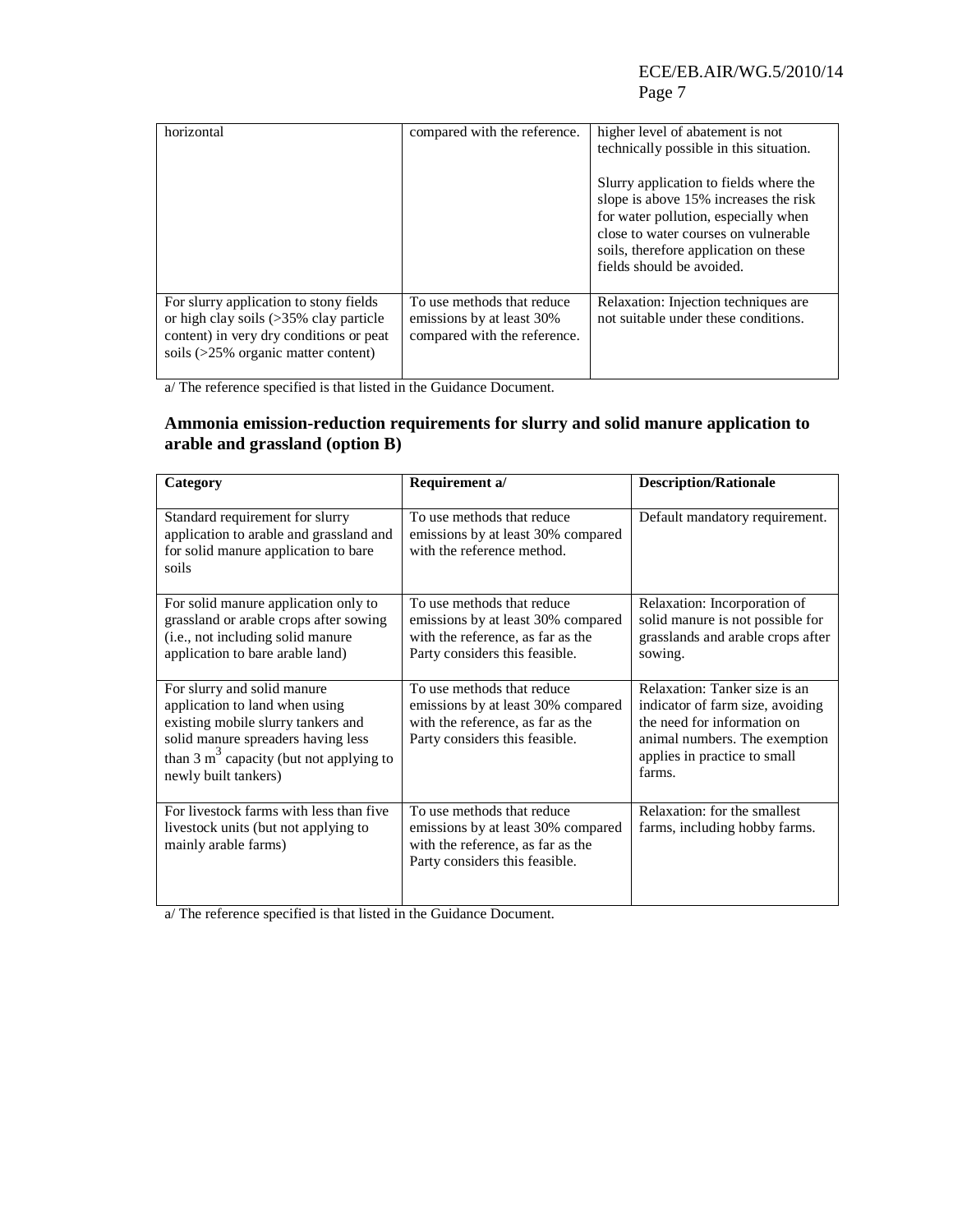| | | |
|---|---|---|
| horizontal | compared with the reference. | higher level of abatement is not technically possible in this situation.<br><br>Slurry application to fields where the slope is above 15% increases the risk for water pollution, especially when close to water courses on vulnerable soils, therefore application on these fields should be avoided. |
| For slurry application to stony fields or high clay soils (>35% clay particle content) in very dry conditions or peat soils (>25% organic matter content) | To use methods that reduce emissions by at least 30% compared with the reference. | Relaxation: Injection techniques are not suitable under these conditions. |

a/ The reference specified is that listed in the Guidance Document.

### Ammonia emission-reduction requirements for slurry and solid manure application to arable and grassland (option B)

| Category | Requirement a/ | Description/Rationale |
|---|---|---|
| Standard requirement for slurry application to arable and grassland and for solid manure application to bare soils | To use methods that reduce emissions by at least 30% compared with the reference method. | Default mandatory requirement. |
| For solid manure application only to grassland or arable crops after sowing (i.e., not including solid manure application to bare arable land) | To use methods that reduce emissions by at least 30% compared with the reference, as far as the Party considers this feasible. | Relaxation: Incorporation of solid manure is not possible for grasslands and arable crops after sowing. |
| For slurry and solid manure application to land when using existing mobile slurry tankers and solid manure spreaders having less than 3 $m^3$ capacity (but not applying to newly built tankers) | To use methods that reduce emissions by at least 30% compared with the reference, as far as the Party considers this feasible. | Relaxation: Tanker size is an indicator of farm size, avoiding the need for information on animal numbers. The exemption applies in practice to small farms. |
| For livestock farms with less than five livestock units (but not applying to mainly arable farms) | To use methods that reduce emissions by at least 30% compared with the reference, as far as the Party considers this feasible. | Relaxation: for the smallest farms, including hobby farms. |

a/ The reference specified is that listed in the Guidance Document.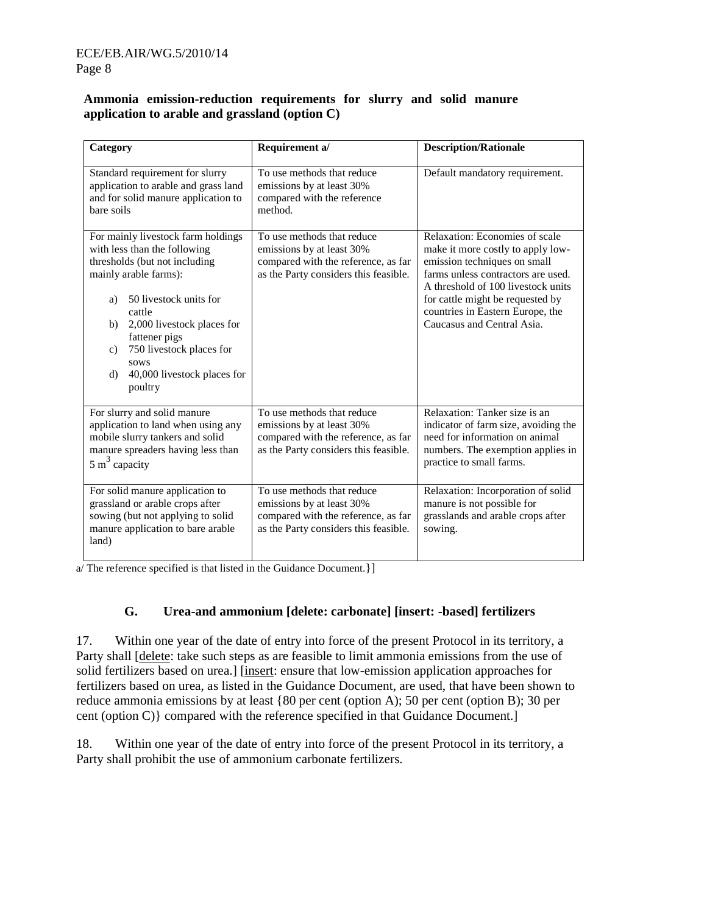**Ammonia emission-reduction requirements for slurry and solid manure application to arable and grassland (option C)**

| Category | Requirement a/ | Description/Rationale |
| --- | --- | --- |
| Standard requirement for slurry application to arable and grass land and for solid manure application to bare soils | To use methods that reduce emissions by at least 30% compared with the reference method. | Default mandatory requirement. |
| For mainly livestock farm holdings with less than the following thresholds (but not including mainly arable farms): a) 50 livestock units for cattle b) 2,000 livestock places for fattener pigs c) 750 livestock places for sows d) 40,000 livestock places for poultry | To use methods that reduce emissions by at least 30% compared with the reference, as far as the Party considers this feasible. | Relaxation: Economies of scale make it more costly to apply low-emission techniques on small farms unless contractors are used. A threshold of 100 livestock units for cattle might be requested by countries in Eastern Europe, the Caucasus and Central Asia. |
| For slurry and solid manure application to land when using any mobile slurry tankers and solid manure spreaders having less than 5 $m^3$ capacity | To use methods that reduce emissions by at least 30% compared with the reference, as far as the Party considers this feasible. | Relaxation: Tanker size is an indicator of farm size, avoiding the need for information on animal numbers. The exemption applies in practice to small farms. |
| For solid manure application to grassland or arable crops after sowing (but not applying to solid manure application to bare arable land) | To use methods that reduce emissions by at least 30% compared with the reference, as far as the Party considers this feasible. | Relaxation: Incorporation of solid manure is not possible for grasslands and arable crops after sowing. |

a/ The reference specified is that listed in the Guidance Document.}]

### G. Urea-and ammonium [delete: carbonate] [insert: -based] fertilizers

17. Within one year of the date of entry into force of the present Protocol in its territory, a Party shall [delete: take such steps as are feasible to limit ammonia emissions from the use of solid fertilizers based on urea.] [insert: ensure that low-emission application approaches for fertilizers based on urea, as listed in the Guidance Document, are used, that have been shown to reduce ammonia emissions by at least {80 per cent (option A); 50 per cent (option B); 30 per cent (option C)} compared with the reference specified in that Guidance Document.]

18. Within one year of the date of entry into force of the present Protocol in its territory, a Party shall prohibit the use of ammonium carbonate fertilizers.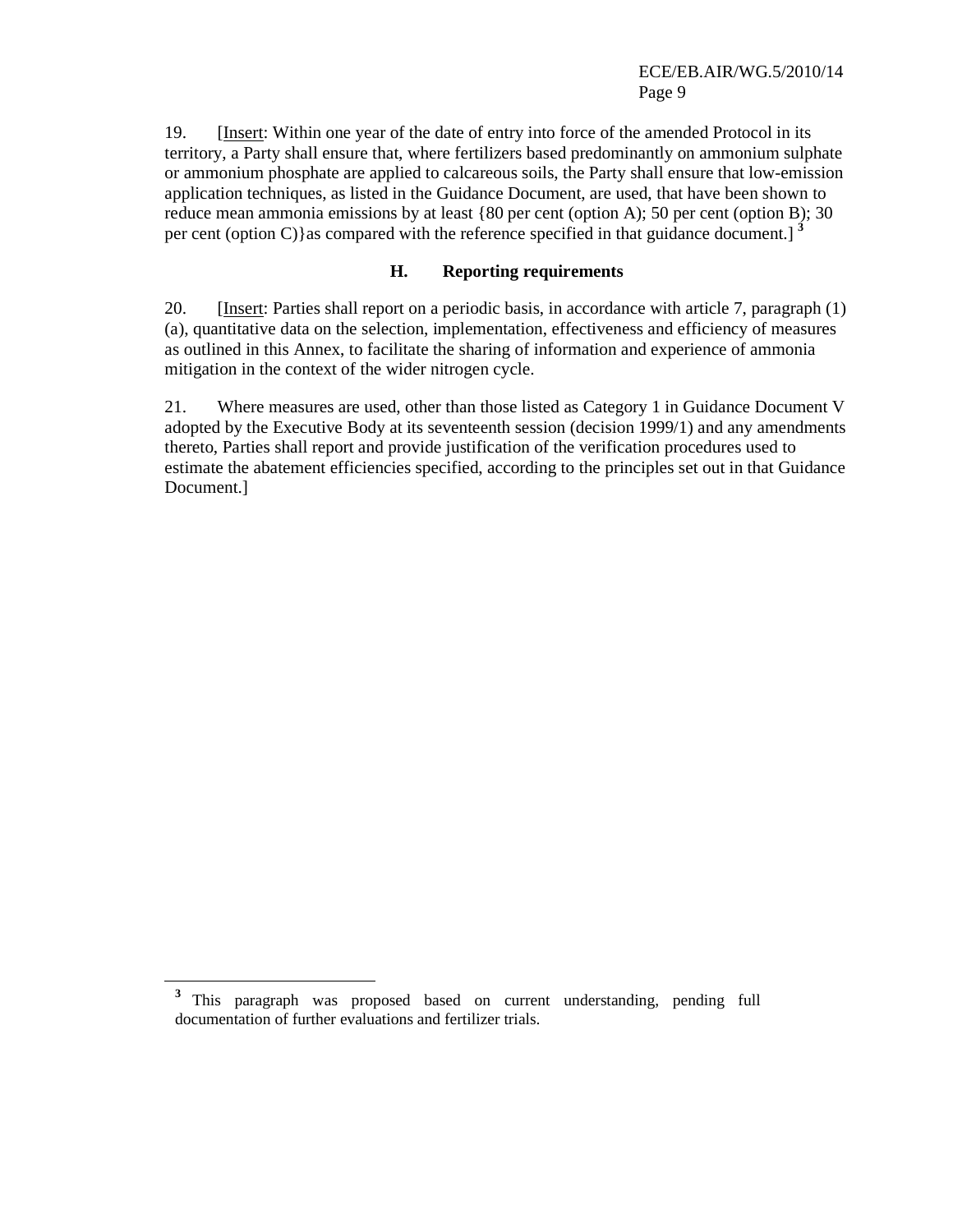19. [Insert: Within one year of the date of entry into force of the amended Protocol in its territory, a Party shall ensure that, where fertilizers based predominantly on ammonium sulphate or ammonium phosphate are applied to calcareous soils, the Party shall ensure that low-emission application techniques, as listed in the Guidance Document, are used, that have been shown to reduce mean ammonia emissions by at least {80 per cent (option A); 50 per cent (option B); 30 per cent (option C)}as compared with the reference specified in that guidance document.] [3]

### H. Reporting requirements

20. [Insert: Parties shall report on a periodic basis, in accordance with article 7, paragraph (1) (a), quantitative data on the selection, implementation, effectiveness and efficiency of measures as outlined in this Annex, to facilitate the sharing of information and experience of ammonia mitigation in the context of the wider nitrogen cycle.

21. Where measures are used, other than those listed as Category 1 in Guidance Document V adopted by the Executive Body at its seventeenth session (decision 1999/1) and any amendments thereto, Parties shall report and provide justification of the verification procedures used to estimate the abatement efficiencies specified, according to the principles set out in that Guidance Document.]

---

[3] This paragraph was proposed based on current understanding, pending full documentation of further evaluations and fertilizer trials.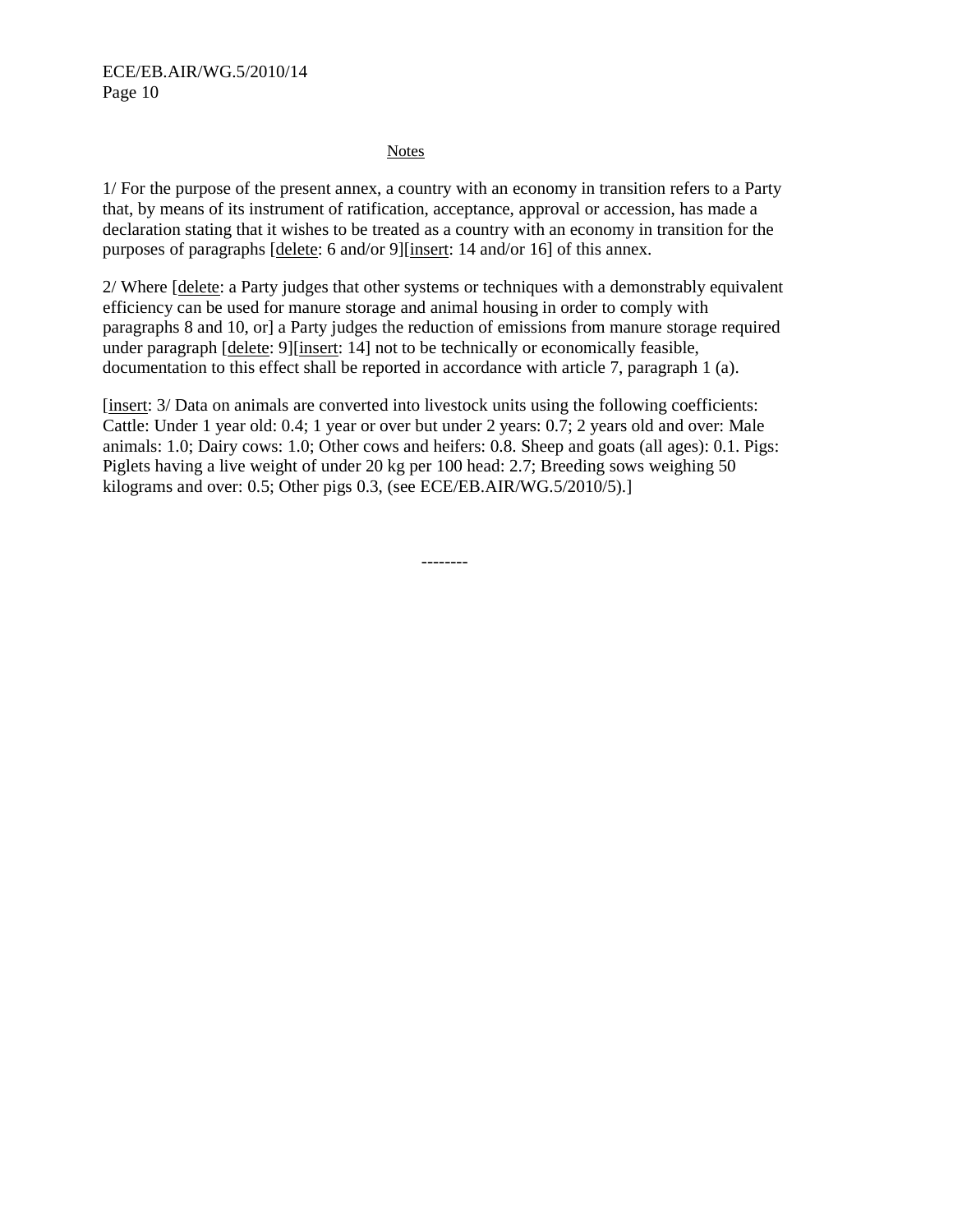Notes

1/ For the purpose of the present annex, a country with an economy in transition refers to a Party that, by means of its instrument of ratification, acceptance, approval or accession, has made a declaration stating that it wishes to be treated as a country with an economy in transition for the purposes of paragraphs [delete: 6 and/or 9][insert: 14 and/or 16] of this annex.

2/ Where [delete: a Party judges that other systems or techniques with a demonstrably equivalent efficiency can be used for manure storage and animal housing in order to comply with paragraphs 8 and 10, or] a Party judges the reduction of emissions from manure storage required under paragraph [delete: 9][insert: 14] not to be technically or economically feasible, documentation to this effect shall be reported in accordance with article 7, paragraph 1 (a).

[insert: 3/ Data on animals are converted into livestock units using the following coefficients: Cattle: Under 1 year old: 0.4; 1 year or over but under 2 years: 0.7; 2 years old and over: Male animals: 1.0; Dairy cows: 1.0; Other cows and heifers: 0.8. Sheep and goats (all ages): 0.1. Pigs: Piglets having a live weight of under 20 kg per 100 head: 2.7; Breeding sows weighing 50 kilograms and over: 0.5; Other pigs 0.3, (see ECE/EB.AIR/WG.5/2010/5).]

--------